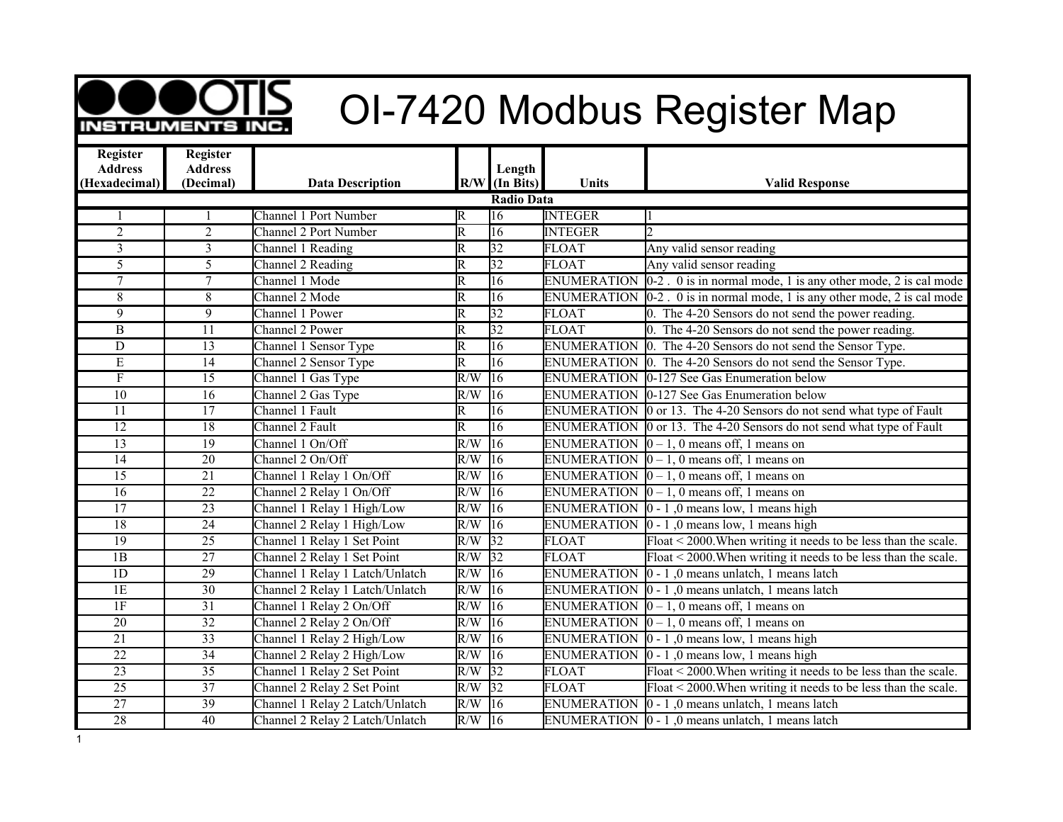# OI-7420 Modbus Register Map

OTIS INSTRUMENTS INC.

| Register Address (Hexadecimal) | Register Address (Decimal) | Data Description | R/W | Length (In Bits) | Units | Valid Response |
|---|---|---|---|---|---|---|
| **Radio Data** | | | | | | |
| 1 | 1 | Channel 1 Port Number | R | 16 | INTEGER | 1 |
| 2 | 2 | Channel 2 Port Number | R | 16 | INTEGER | 2 |
| 3 | 3 | Channel 1 Reading | R | 32 | FLOAT | Any valid sensor reading |
| 5 | 5 | Channel 2 Reading | R | 32 | FLOAT | Any valid sensor reading |
| 7 | 7 | Channel 1 Mode | R | 16 | ENUMERATION | 0-2 . 0 is in normal mode, 1 is any other mode, 2 is cal mode |
| 8 | 8 | Channel 2 Mode | R | 16 | ENUMERATION | 0-2 . 0 is in normal mode, 1 is any other mode, 2 is cal mode |
| 9 | 9 | Channel 1 Power | R | 32 | FLOAT | 0. The 4-20 Sensors do not send the power reading. |
| B | 11 | Channel 2 Power | R | 32 | FLOAT | 0. The 4-20 Sensors do not send the power reading. |
| D | 13 | Channel 1 Sensor Type | R | 16 | ENUMERATION | 0. The 4-20 Sensors do not send the Sensor Type. |
| E | 14 | Channel 2 Sensor Type | R | 16 | ENUMERATION | 0. The 4-20 Sensors do not send the Sensor Type. |
| F | 15 | Channel 1 Gas Type | R/W | 16 | ENUMERATION | 0-127 See Gas Enumeration below |
| 10 | 16 | Channel 2 Gas Type | R/W | 16 | ENUMERATION | 0-127 See Gas Enumeration below |
| 11 | 17 | Channel 1 Fault | R | 16 | ENUMERATION | 0 or 13. The 4-20 Sensors do not send what type of Fault |
| 12 | 18 | Channel 2 Fault | R | 16 | ENUMERATION | 0 or 13. The 4-20 Sensors do not send what type of Fault |
| 13 | 19 | Channel 1 On/Off | R/W | 16 | ENUMERATION | 0 – 1, 0 means off, 1 means on |
| 14 | 20 | Channel 2 On/Off | R/W | 16 | ENUMERATION | 0 – 1, 0 means off, 1 means on |
| 15 | 21 | Channel 1 Relay 1 On/Off | R/W | 16 | ENUMERATION | 0 – 1, 0 means off, 1 means on |
| 16 | 22 | Channel 2 Relay 1 On/Off | R/W | 16 | ENUMERATION | 0 – 1, 0 means off, 1 means on |
| 17 | 23 | Channel 1 Relay 1 High/Low | R/W | 16 | ENUMERATION | 0 - 1 ,0 means low, 1 means high |
| 18 | 24 | Channel 2 Relay 1 High/Low | R/W | 16 | ENUMERATION | 0 - 1 ,0 means low, 1 means high |
| 19 | 25 | Channel 1 Relay 1 Set Point | R/W | 32 | FLOAT | Float < 2000.When writing it needs to be less than the scale. |
| 1B | 27 | Channel 2 Relay 1 Set Point | R/W | 32 | FLOAT | Float < 2000.When writing it needs to be less than the scale. |
| 1D | 29 | Channel 1 Relay 1 Latch/Unlatch | R/W | 16 | ENUMERATION | 0 - 1 ,0 means unlatch, 1 means latch |
| 1E | 30 | Channel 2 Relay 1 Latch/Unlatch | R/W | 16 | ENUMERATION | 0 - 1 ,0 means unlatch, 1 means latch |
| 1F | 31 | Channel 1 Relay 2 On/Off | R/W | 16 | ENUMERATION | 0 – 1, 0 means off, 1 means on |
| 20 | 32 | Channel 2 Relay 2 On/Off | R/W | 16 | ENUMERATION | 0 – 1, 0 means off, 1 means on |
| 21 | 33 | Channel 1 Relay 2 High/Low | R/W | 16 | ENUMERATION | 0 - 1 ,0 means low, 1 means high |
| 22 | 34 | Channel 2 Relay 2 High/Low | R/W | 16 | ENUMERATION | 0 - 1 ,0 means low, 1 means high |
| 23 | 35 | Channel 1 Relay 2 Set Point | R/W | 32 | FLOAT | Float < 2000.When writing it needs to be less than the scale. |
| 25 | 37 | Channel 2 Relay 2 Set Point | R/W | 32 | FLOAT | Float < 2000.When writing it needs to be less than the scale. |
| 27 | 39 | Channel 1 Relay 2 Latch/Unlatch | R/W | 16 | ENUMERATION | 0 - 1 ,0 means unlatch, 1 means latch |
| 28 | 40 | Channel 2 Relay 2 Latch/Unlatch | R/W | 16 | ENUMERATION | 0 - 1 ,0 means unlatch, 1 means latch |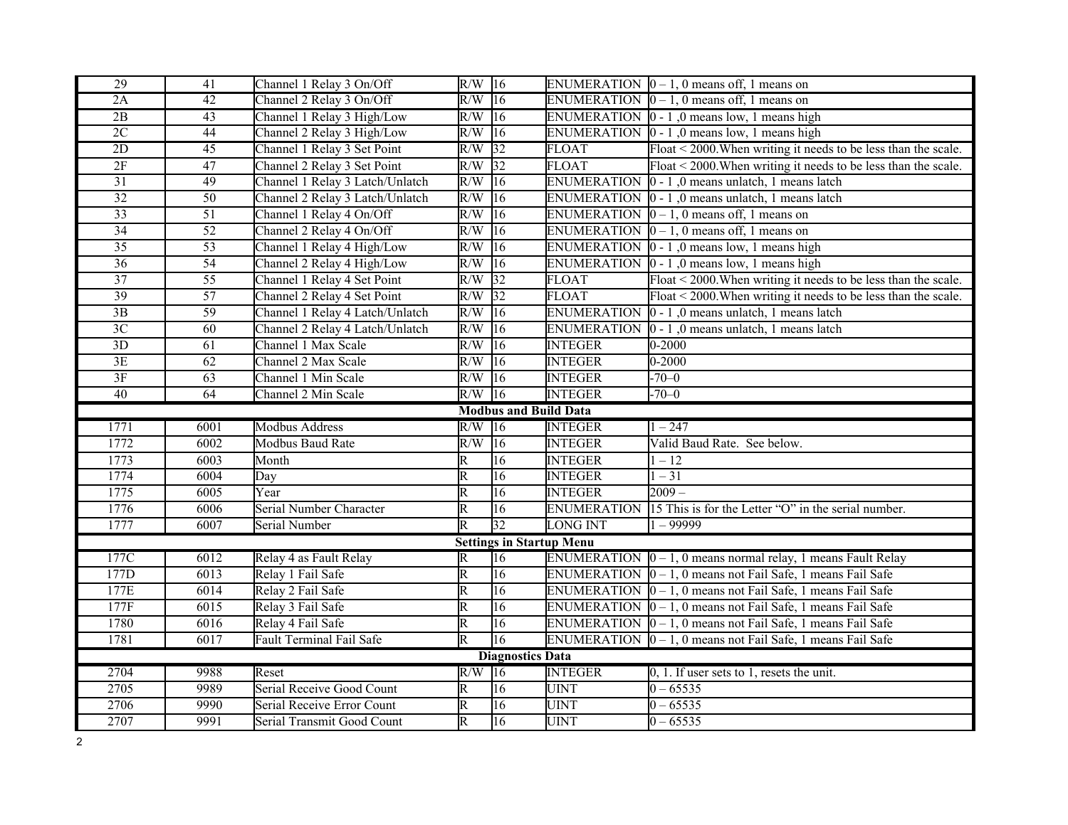| | | | | | | |
|---|---|---|---|---|---|---|
| 29 | 41 | Channel 1 Relay 3 On/Off | R/W | 16 | ENUMERATION | 0 – 1, 0 means off, 1 means on |
| 2A | 42 | Channel 2 Relay 3 On/Off | R/W | 16 | ENUMERATION | 0 – 1, 0 means off, 1 means on |
| 2B | 43 | Channel 1 Relay 3 High/Low | R/W | 16 | ENUMERATION | 0 - 1 ,0 means low, 1 means high |
| 2C | 44 | Channel 2 Relay 3 High/Low | R/W | 16 | ENUMERATION | 0 - 1 ,0 means low, 1 means high |
| 2D | 45 | Channel 1 Relay 3 Set Point | R/W | 32 | FLOAT | Float < 2000.When writing it needs to be less than the scale. |
| 2F | 47 | Channel 2 Relay 3 Set Point | R/W | 32 | FLOAT | Float < 2000.When writing it needs to be less than the scale. |
| 31 | 49 | Channel 1 Relay 3 Latch/Unlatch | R/W | 16 | ENUMERATION | 0 - 1 ,0 means unlatch, 1 means latch |
| 32 | 50 | Channel 2 Relay 3 Latch/Unlatch | R/W | 16 | ENUMERATION | 0 - 1 ,0 means unlatch, 1 means latch |
| 33 | 51 | Channel 1 Relay 4 On/Off | R/W | 16 | ENUMERATION | 0 – 1, 0 means off, 1 means on |
| 34 | 52 | Channel 2 Relay 4 On/Off | R/W | 16 | ENUMERATION | 0 – 1, 0 means off, 1 means on |
| 35 | 53 | Channel 1 Relay 4 High/Low | R/W | 16 | ENUMERATION | 0 - 1 ,0 means low, 1 means high |
| 36 | 54 | Channel 2 Relay 4 High/Low | R/W | 16 | ENUMERATION | 0 - 1 ,0 means low, 1 means high |
| 37 | 55 | Channel 1 Relay 4 Set Point | R/W | 32 | FLOAT | Float < 2000.When writing it needs to be less than the scale. |
| 39 | 57 | Channel 2 Relay 4 Set Point | R/W | 32 | FLOAT | Float < 2000.When writing it needs to be less than the scale. |
| 3B | 59 | Channel 1 Relay 4 Latch/Unlatch | R/W | 16 | ENUMERATION | 0 - 1 ,0 means unlatch, 1 means latch |
| 3C | 60 | Channel 2 Relay 4 Latch/Unlatch | R/W | 16 | ENUMERATION | 0 - 1 ,0 means unlatch, 1 means latch |
| 3D | 61 | Channel 1 Max Scale | R/W | 16 | INTEGER | 0-2000 |
| 3E | 62 | Channel 2 Max Scale | R/W | 16 | INTEGER | 0-2000 |
| 3F | 63 | Channel 1 Min Scale | R/W | 16 | INTEGER | -70–0 |
| 40 | 64 | Channel 2 Min Scale | R/W | 16 | INTEGER | -70–0 |
| | | **Modbus and Build Data** | | | | |
| 1771 | 6001 | Modbus Address | R/W | 16 | INTEGER | 1 – 247 |
| 1772 | 6002 | Modbus Baud Rate | R/W | 16 | INTEGER | Valid Baud Rate. See below. |
| 1773 | 6003 | Month | R | 16 | INTEGER | 1 – 12 |
| 1774 | 6004 | Day | R | 16 | INTEGER | 1 – 31 |
| 1775 | 6005 | Year | R | 16 | INTEGER | 2009 – |
| 1776 | 6006 | Serial Number Character | R | 16 | ENUMERATION | 15 This is for the Letter “O” in the serial number. |
| 1777 | 6007 | Serial Number | R | 32 | LONG INT | 1 – 99999 |
| | | **Settings in Startup Menu** | | | | |
| 177C | 6012 | Relay 4 as Fault Relay | R | 16 | ENUMERATION | 0 – 1, 0 means normal relay, 1 means Fault Relay |
| 177D | 6013 | Relay 1 Fail Safe | R | 16 | ENUMERATION | 0 – 1, 0 means not Fail Safe, 1 means Fail Safe |
| 177E | 6014 | Relay 2 Fail Safe | R | 16 | ENUMERATION | 0 – 1, 0 means not Fail Safe, 1 means Fail Safe |
| 177F | 6015 | Relay 3 Fail Safe | R | 16 | ENUMERATION | 0 – 1, 0 means not Fail Safe, 1 means Fail Safe |
| 1780 | 6016 | Relay 4 Fail Safe | R | 16 | ENUMERATION | 0 – 1, 0 means not Fail Safe, 1 means Fail Safe |
| 1781 | 6017 | Fault Terminal Fail Safe | R | 16 | ENUMERATION | 0 – 1, 0 means not Fail Safe, 1 means Fail Safe |
| | | **Diagnostics Data** | | | | |
| 2704 | 9988 | Reset | R/W | 16 | INTEGER | 0, 1. If user sets to 1, resets the unit. |
| 2705 | 9989 | Serial Receive Good Count | R | 16 | UINT | 0 – 65535 |
| 2706 | 9990 | Serial Receive Error Count | R | 16 | UINT | 0 – 65535 |
| 2707 | 9991 | Serial Transmit Good Count | R | 16 | UINT | 0 – 65535 |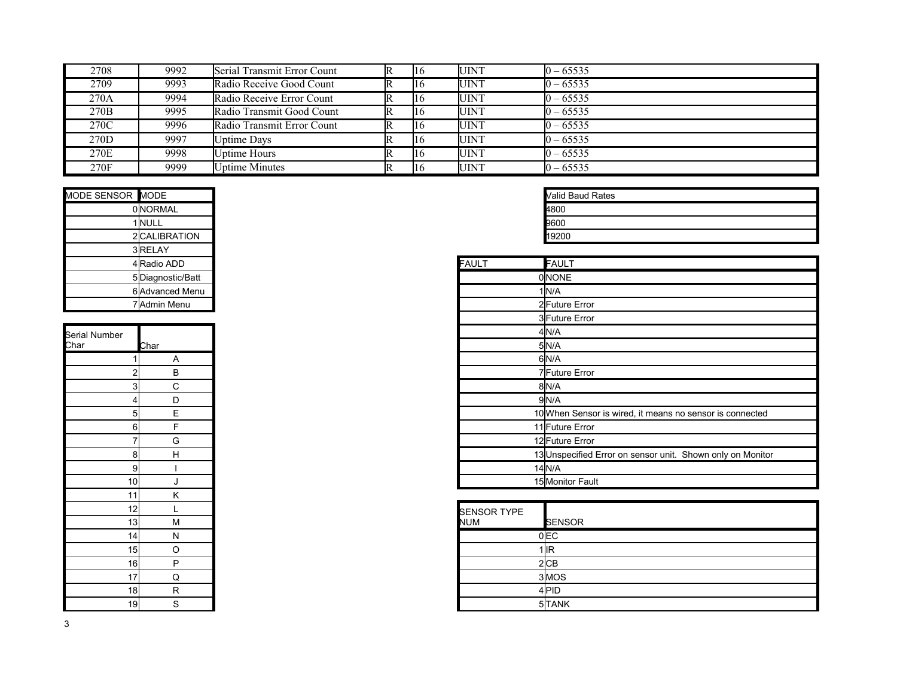| | | | | | | |
|---|---|---|---|---|---|---|
| 2708 | 9992 | Serial Transmit Error Count | R | 16 | UINT | 0 – 65535 |
| 2709 | 9993 | Radio Receive Good Count | R | 16 | UINT | 0 – 65535 |
| 270A | 9994 | Radio Receive Error Count | R | 16 | UINT | 0 – 65535 |
| 270B | 9995 | Radio Transmit Good Count | R | 16 | UINT | 0 – 65535 |
| 270C | 9996 | Radio Transmit Error Count | R | 16 | UINT | 0 – 65535 |
| 270D | 9997 | Uptime Days | R | 16 | UINT | 0 – 65535 |
| 270E | 9998 | Uptime Hours | R | 16 | UINT | 0 – 65535 |
| 270F | 9999 | Uptime Minutes | R | 16 | UINT | 0 – 65535 |

| MODE SENSOR | MODE |
|---|---|
| 0 | NORMAL |
| 1 | NULL |
| 2 | CALIBRATION |
| 3 | RELAY |
| 4 | Radio ADD |
| 5 | Diagnostic/Batt |
| 6 | Advanced Menu |
| 7 | Admin Menu |

| Serial Number Char | Char |
|---|---|
| 1 | A |
| 2 | B |
| 3 | C |
| 4 | D |
| 5 | E |
| 6 | F |
| 7 | G |
| 8 | H |
| 9 | I |
| 10 | J |
| 11 | K |
| 12 | L |
| 13 | M |
| 14 | N |
| 15 | O |
| 16 | P |
| 17 | Q |
| 18 | R |
| 19 | S |

| Valid Baud Rates |
|---|
| 4800 |
| 9600 |
| 19200 |

| FAULT | FAULT |
|---|---|
| 0 | NONE |
| 1 | N/A |
| 2 | Future Error |
| 3 | Future Error |
| 4 | N/A |
| 5 | N/A |
| 6 | N/A |
| 7 | Future Error |
| 8 | N/A |
| 9 | N/A |
| 10 | When Sensor is wired, it means no sensor is connected |
| 11 | Future Error |
| 12 | Future Error |
| 13 | Unspecified Error on sensor unit. Shown only on Monitor |
| 14 | N/A |
| 15 | Monitor Fault |

| SENSOR TYPE NUM | SENSOR |
|---|---|
| 0 | EC |
| 1 | IR |
| 2 | CB |
| 3 | MOS |
| 4 | PID |
| 5 | TANK |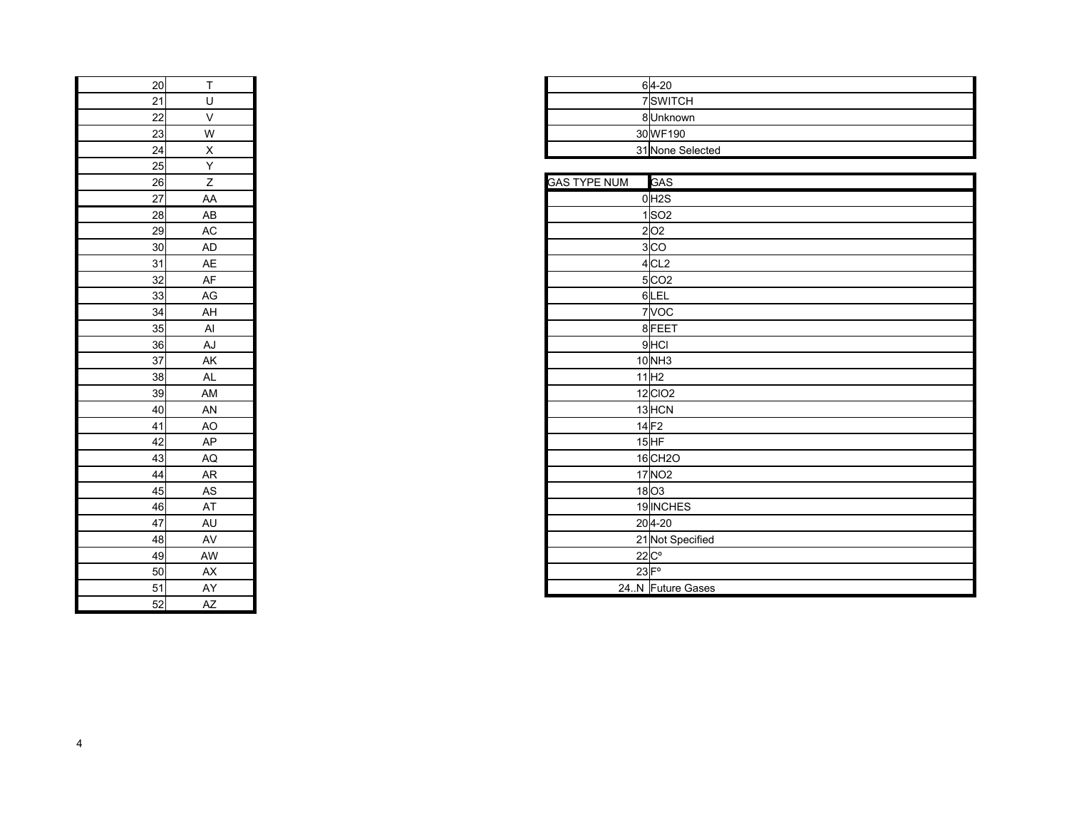| | |
|---|---|
| 20 | T |
| 21 | U |
| 22 | V |
| 23 | W |
| 24 | X |
| 25 | Y |
| 26 | Z |
| 27 | AA |
| 28 | AB |
| 29 | AC |
| 30 | AD |
| 31 | AE |
| 32 | AF |
| 33 | AG |
| 34 | AH |
| 35 | AI |
| 36 | AJ |
| 37 | AK |
| 38 | AL |
| 39 | AM |
| 40 | AN |
| 41 | AO |
| 42 | AP |
| 43 | AQ |
| 44 | AR |
| 45 | AS |
| 46 | AT |
| 47 | AU |
| 48 | AV |
| 49 | AW |
| 50 | AX |
| 51 | AY |
| 52 | AZ |

| | |
|---|---|
| 6 | 4-20 |
| 7 | SWITCH |
| 8 | Unknown |
| 30 | WF190 |
| 31 | None Selected |

| GAS TYPE NUM | GAS |
|---|---|
| 0 | H2S |
| 1 | SO2 |
| 2 | O2 |
| 3 | CO |
| 4 | CL2 |
| 5 | CO2 |
| 6 | LEL |
| 7 | VOC |
| 8 | FEET |
| 9 | HCI |
| 10 | NH3 |
| 11 | H2 |
| 12 | CIO2 |
| 13 | HCN |
| 14 | F2 |
| 15 | HF |
| 16 | CH2O |
| 17 | NO2 |
| 18 | O3 |
| 19 | INCHES |
| 20 | 4-20 |
| 21 | Not Specified |
| 22 | Cº |
| 23 | Fº |
| 24..N | Future Gases |